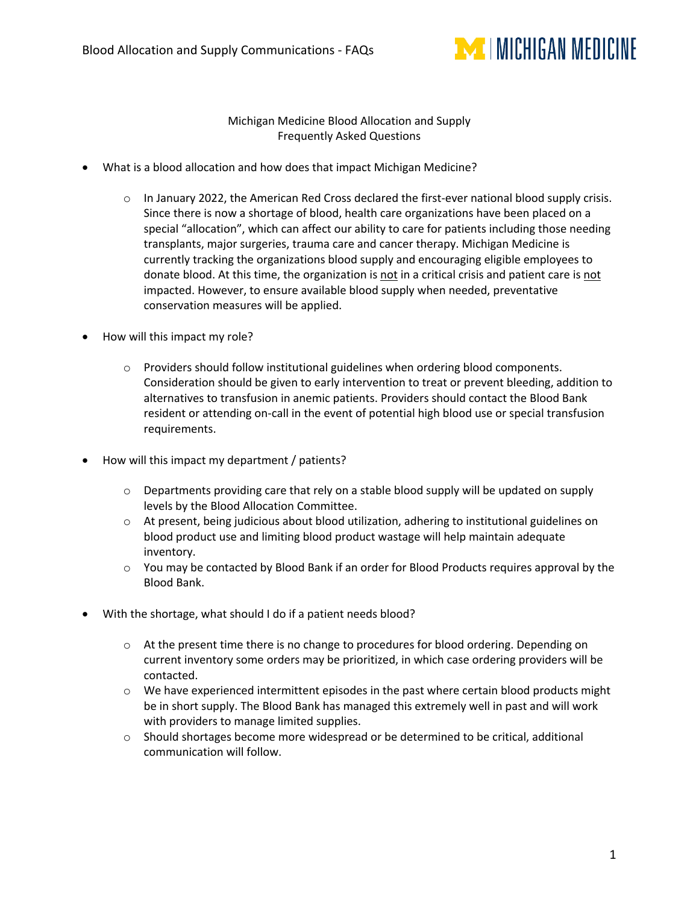# Michigan Medicine Blood Allocation and Supply
## Frequently Asked Questions

- What is a blood allocation and how does that impact Michigan Medicine?
  - In January 2022, the American Red Cross declared the first-ever national blood supply crisis. Since there is now a shortage of blood, health care organizations have been placed on a special "allocation", which can affect our ability to care for patients including those needing transplants, major surgeries, trauma care and cancer therapy. Michigan Medicine is currently tracking the organizations blood supply and encouraging eligible employees to donate blood. At this time, the organization is <u>not</u> in a critical crisis and patient care is <u>not</u> impacted. However, to ensure available blood supply when needed, preventative conservation measures will be applied.

- How will this impact my role?
  - Providers should follow institutional guidelines when ordering blood components. Consideration should be given to early intervention to treat or prevent bleeding, addition to alternatives to transfusion in anemic patients. Providers should contact the Blood Bank resident or attending on-call in the event of potential high blood use or special transfusion requirements.

- How will this impact my department / patients?
  - Departments providing care that rely on a stable blood supply will be updated on supply levels by the Blood Allocation Committee.
  - At present, being judicious about blood utilization, adhering to institutional guidelines on blood product use and limiting blood product wastage will help maintain adequate inventory.
  - You may be contacted by Blood Bank if an order for Blood Products requires approval by the Blood Bank.

- With the shortage, what should I do if a patient needs blood?
  - At the present time there is no change to procedures for blood ordering. Depending on current inventory some orders may be prioritized, in which case ordering providers will be contacted.
  - We have experienced intermittent episodes in the past where certain blood products might be in short supply. The Blood Bank has managed this extremely well in past and will work with providers to manage limited supplies.
  - Should shortages become more widespread or be determined to be critical, additional communication will follow.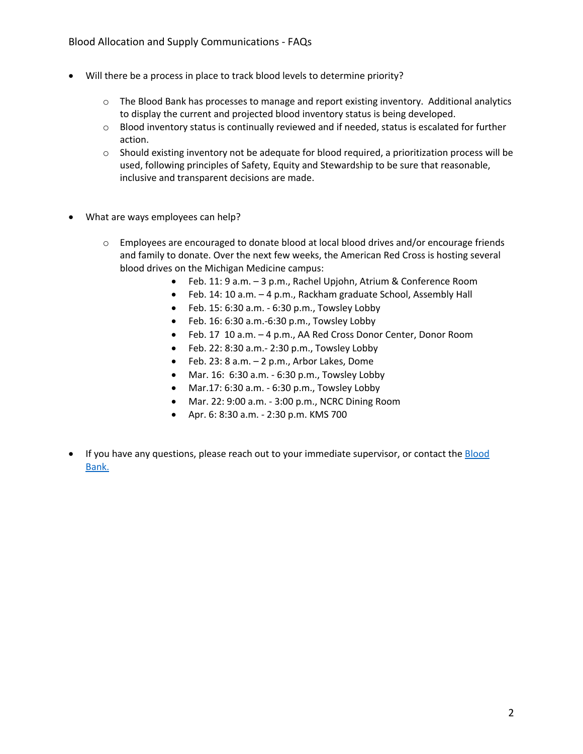- Will there be a process in place to track blood levels to determine priority?
    - The Blood Bank has processes to manage and report existing inventory. Additional analytics to display the current and projected blood inventory status is being developed.
    - Blood inventory status is continually reviewed and if needed, status is escalated for further action.
    - Should existing inventory not be adequate for blood required, a prioritization process will be used, following principles of Safety, Equity and Stewardship to be sure that reasonable, inclusive and transparent decisions are made.

- What are ways employees can help?
    - Employees are encouraged to donate blood at local blood drives and/or encourage friends and family to donate. Over the next few weeks, the American Red Cross is hosting several blood drives on the Michigan Medicine campus:
        - Feb. 11: 9 a.m. – 3 p.m., Rachel Upjohn, Atrium & Conference Room
        - Feb. 14: 10 a.m. – 4 p.m., Rackham graduate School, Assembly Hall
        - Feb. 15: 6:30 a.m. - 6:30 p.m., Towsley Lobby
        - Feb. 16: 6:30 a.m.-6:30 p.m., Towsley Lobby
        - Feb. 17 10 a.m. – 4 p.m., AA Red Cross Donor Center, Donor Room
        - Feb. 22: 8:30 a.m.- 2:30 p.m., Towsley Lobby
        - Feb. 23: 8 a.m. – 2 p.m., Arbor Lakes, Dome
        - Mar. 16: 6:30 a.m. - 6:30 p.m., Towsley Lobby
        - Mar.17: 6:30 a.m. - 6:30 p.m., Towsley Lobby
        - Mar. 22: 9:00 a.m. - 3:00 p.m., NCRC Dining Room
        - Apr. 6: 8:30 a.m. - 2:30 p.m. KMS 700

- If you have any questions, please reach out to your immediate supervisor, or contact the Blood Bank.